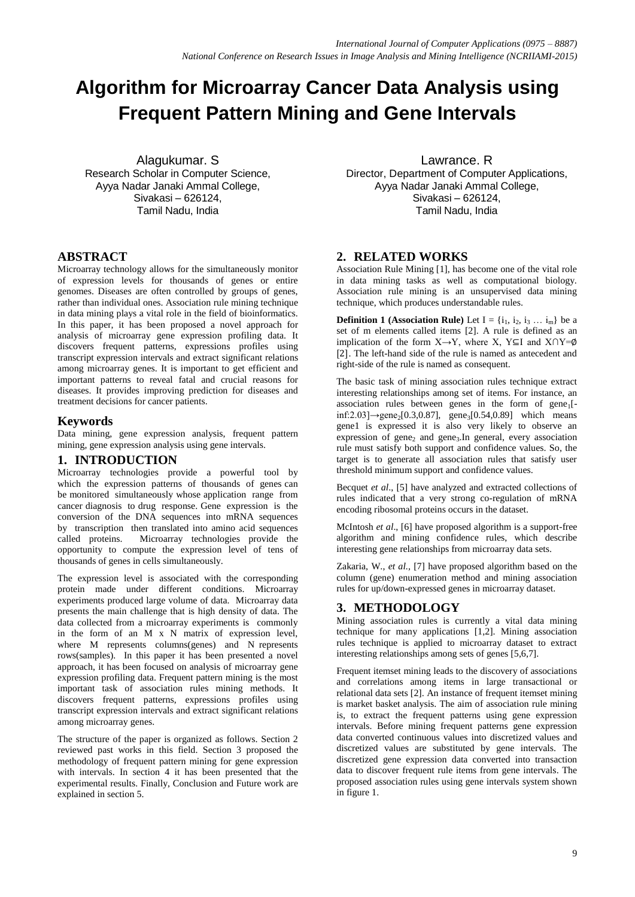# Algorithm for Microarray Cancer Data Analysis using Frequent Pattern Mining and Gene Intervals

Alagukumar. S
Research Scholar in Computer Science,
Ayya Nadar Janaki Ammal College,
Sivakasi – 626124,
Tamil Nadu, India

Lawrance. R
Director, Department of Computer Applications,
Ayya Nadar Janaki Ammal College,
Sivakasi – 626124,
Tamil Nadu, India

## ABSTRACT

Microarray technology allows for the simultaneously monitor of expression levels for thousands of genes or entire genomes. Diseases are often controlled by groups of genes, rather than individual ones. Association rule mining technique in data mining plays a vital role in the field of bioinformatics. In this paper, it has been proposed a novel approach for analysis of microarray gene expression profiling data. It discovers frequent patterns, expressions profiles using transcript expression intervals and extract significant relations among microarray genes. It is important to get efficient and important patterns to reveal fatal and crucial reasons for diseases. It provides improving prediction for diseases and treatment decisions for cancer patients.

### Keywords

Data mining, gene expression analysis, frequent pattern mining, gene expression analysis using gene intervals.

## 1. INTRODUCTION

Microarray technologies provide a powerful tool by which the expression patterns of thousands of genes can be monitored simultaneously whose application range from cancer diagnosis to drug response. Gene expression is the conversion of the DNA sequences into mRNA sequences by transcription then translated into amino acid sequences called proteins. Microarray technologies provide the opportunity to compute the expression level of tens of thousands of genes in cells simultaneously.

The expression level is associated with the corresponding protein made under different conditions. Microarray experiments produced large volume of data. Microarray data presents the main challenge that is high density of data. The data collected from a microarray experiments is commonly in the form of an M x N matrix of expression level, where M represents columns(genes) and N represents rows(samples). In this paper it has been presented a novel approach, it has been focused on analysis of microarray gene expression profiling data. Frequent pattern mining is the most important task of association rules mining methods. It discovers frequent patterns, expressions profiles using transcript expression intervals and extract significant relations among microarray genes.

The structure of the paper is organized as follows. Section 2 reviewed past works in this field. Section 3 proposed the methodology of frequent pattern mining for gene expression with intervals. In section 4 it has been presented that the experimental results. Finally, Conclusion and Future work are explained in section 5.

## 2. RELATED WORKS

Association Rule Mining [1], has become one of the vital role in data mining tasks as well as computational biology. Association rule mining is an unsupervised data mining technique, which produces understandable rules.

**Definition 1 (Association Rule)** Let $I = \{i_1, i_2, i_3 \ldots i_m\}$ be a set of m elements called items [2]. A rule is defined as an implication of the form $X \rightarrow Y$, where X, $Y \subseteq I$ and $X \cap Y = \emptyset$ [2]. The left-hand side of the rule is named as antecedent and right-side of the rule is named as consequent.

The basic task of mining association rules technique extract interesting relationships among set of items. For instance, an association rules between genes in the form of $gene_1[-inf{:}2.03] \rightarrow gene_2[0.3,0.87]$, $gene_3[0.54,0.89]$ which means gene1 is expressed it is also very likely to observe an expression of $gene_2$ and $gene_3$. In general, every association rule must satisfy both support and confidence values. So, the target is to generate all association rules that satisfy user threshold minimum support and confidence values.

Becquet *et al*., [5] have analyzed and extracted collections of rules indicated that a very strong co-regulation of mRNA encoding ribosomal proteins occurs in the dataset.

McIntosh *et al*., [6] have proposed algorithm is a support-free algorithm and mining confidence rules, which describe interesting gene relationships from microarray data sets.

Zakaria, W., *et al.*, [7] have proposed algorithm based on the column (gene) enumeration method and mining association rules for up/down-expressed genes in microarray dataset.

## 3. METHODOLOGY

Mining association rules is currently a vital data mining technique for many applications [1,2]. Mining association rules technique is applied to microarray dataset to extract interesting relationships among sets of genes [5,6,7].

Frequent itemset mining leads to the discovery of associations and correlations among items in large transactional or relational data sets [2]. An instance of frequent itemset mining is market basket analysis. The aim of association rule mining is, to extract the frequent patterns using gene expression intervals. Before mining frequent patterns gene expression data converted continuous values into discretized values and discretized values are substituted by gene intervals. The discretized gene expression data converted into transaction data to discover frequent rule items from gene intervals. The proposed association rules using gene intervals system shown in figure 1.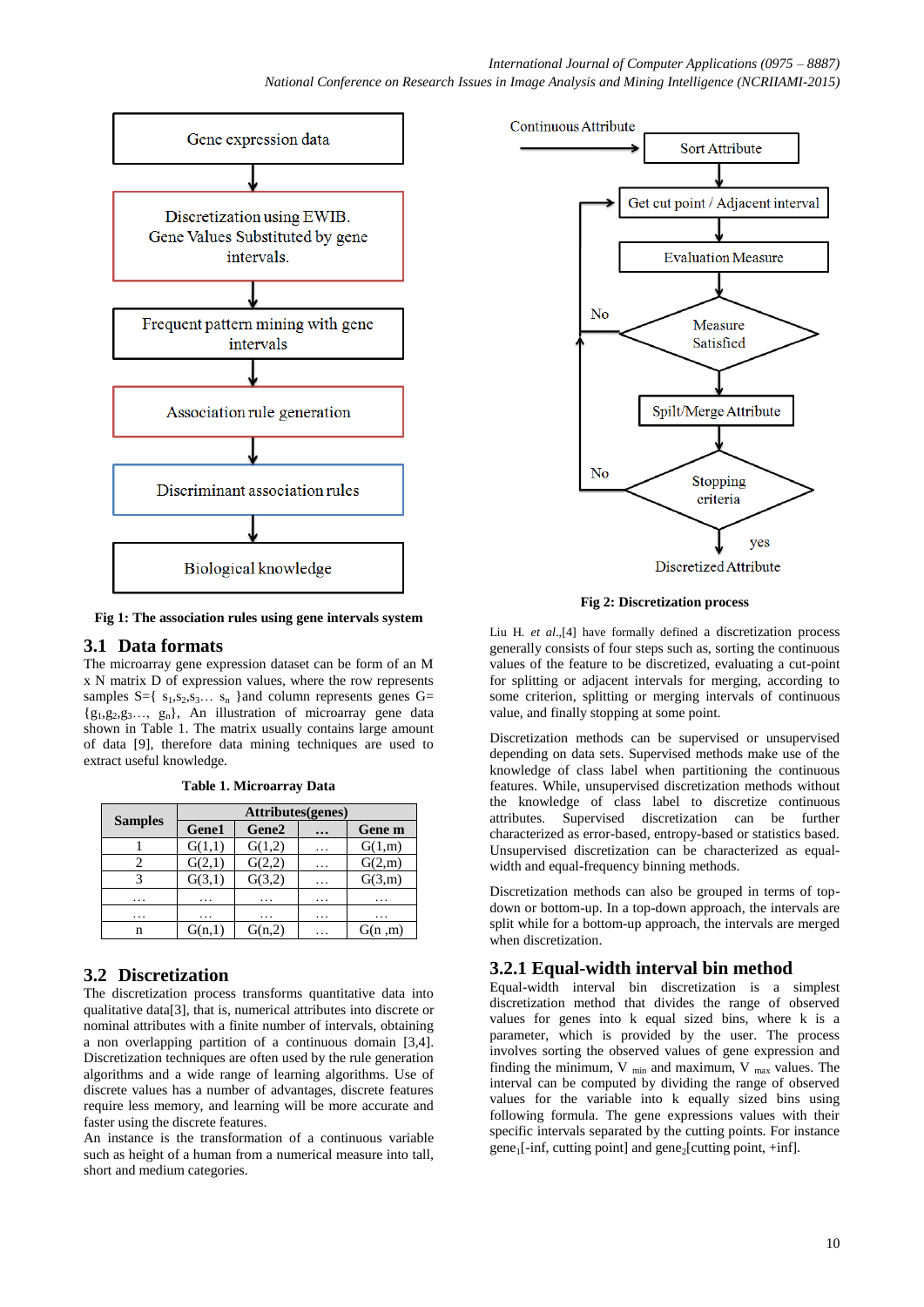Fig 1: The association rules using gene intervals system

## 3.1 Data formats

The microarray gene expression dataset can be form of an M x N matrix D of expression values, where the row represents samples S={ $s_1,s_2,s_3\ldots s_n$ }and column represents genes G={$g_1,g_2,g_3\ldots, g_n$}, An illustration of microarray gene data shown in Table 1. The matrix usually contains large amount of data [9], therefore data mining techniques are used to extract useful knowledge.

**Table 1. Microarray Data**

| Samples | Attributes(genes) | | | |
|---|---|---|---|---|
| | Gene1 | Gene2 | … | Gene m |
| 1 | G(1,1) | G(1,2) | … | G(1,m) |
| 2 | G(2,1) | G(2,2) | … | G(2,m) |
| 3 | G(3,1) | G(3,2) | … | G(3,m) |
| … | … | … | … | … |
| … | … | … | … | … |
| n | G(n,1) | G(n,2) | … | G(n ,m) |

## 3.2 Discretization

The discretization process transforms quantitative data into qualitative data[3], that is, numerical attributes into discrete or nominal attributes with a finite number of intervals, obtaining a non overlapping partition of a continuous domain [3,4]. Discretization techniques are often used by the rule generation algorithms and a wide range of learning algorithms. Use of discrete values has a number of advantages, discrete features require less memory, and learning will be more accurate and faster using the discrete features.

An instance is the transformation of a continuous variable such as height of a human from a numerical measure into tall, short and medium categories.

Fig 2: Discretization process

Liu H. *et al.*,[4] have formally defined a discretization process generally consists of four steps such as, sorting the continuous values of the feature to be discretized, evaluating a cut-point for splitting or adjacent intervals for merging, according to some criterion, splitting or merging intervals of continuous value, and finally stopping at some point.

Discretization methods can be supervised or unsupervised depending on data sets. Supervised methods make use of the knowledge of class label when partitioning the continuous features. While, unsupervised discretization methods without the knowledge of class label to discretize continuous attributes. Supervised discretization can be further characterized as error-based, entropy-based or statistics based. Unsupervised discretization can be characterized as equal-width and equal-frequency binning methods.

Discretization methods can also be grouped in terms of top-down or bottom-up. In a top-down approach, the intervals are split while for a bottom-up approach, the intervals are merged when discretization.

### 3.2.1 Equal-width interval bin method

Equal-width interval bin discretization is a simplest discretization method that divides the range of observed values for genes into k equal sized bins, where k is a parameter, which is provided by the user. The process involves sorting the observed values of gene expression and finding the minimum, $V_{min}$ and maximum, $V_{max}$ values. The interval can be computed by dividing the range of observed values for the variable into k equally sized bins using following formula. The gene expressions values with their specific intervals separated by the cutting points. For instance $gene_1$[-inf, cutting point] and $gene_2$[cutting point, +inf].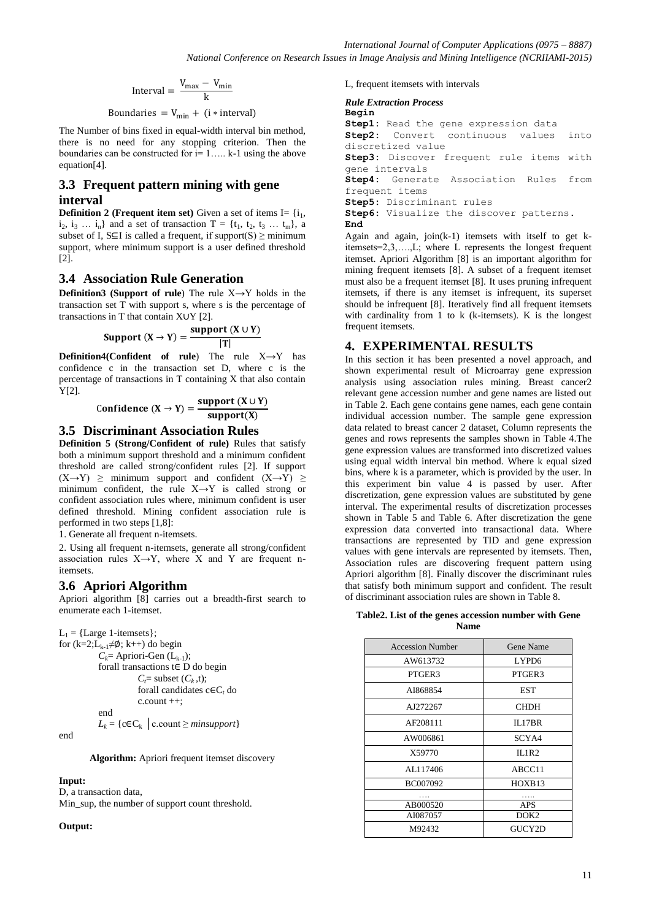$$\text{Interval} = \frac{V_{max} - V_{min}}{k}$$

$$\text{Boundaries} = V_{min} + (i * \text{interval})$$

The Number of bins fixed in equal-width interval bin method, there is no need for any stopping criterion. Then the boundaries can be constructed for i= 1….. k-1 using the above equation[4].

## 3.3 Frequent pattern mining with gene interval

**Definition 2 (Frequent item set)** Given a set of items I= {$i_1$, $i_2$, $i_3$ … $i_n$} and a set of transaction T = {$t_1$, $t_2$, $t_3$ … $t_m$}, a subset of I, S⊆I is called a frequent, if support(S) ≥ minimum support, where minimum support is a user defined threshold [2].

## 3.4 Association Rule Generation

**Definition3 (Support of rule**) The rule X→Y holds in the transaction set T with support s, where s is the percentage of transactions in T that contain X∪Y [2].

$$\textbf{Support } (\mathbf{X} \to \mathbf{Y}) = \frac{\textbf{support } (\mathbf{X} \cup \mathbf{Y})}{|\mathbf{T}|}$$

**Definition4(Confident of rule**) The rule X→Y has confidence c in the transaction set D, where c is the percentage of transactions in T containing X that also contain Y[2].

$$\text{Confidence } (\mathbf{X} \to \mathbf{Y}) = \frac{\textbf{support } (\mathbf{X} \cup \mathbf{Y})}{\textbf{support}(\mathbf{X})}$$

## 3.5 Discriminant Association Rules

**Definition 5 (Strong/Confident of rule)** Rules that satisfy both a minimum support threshold and a minimum confident threshold are called strong/confident rules [2]. If support (X→Y) ≥ minimum support and confident (X→Y) ≥ minimum confident, the rule X→Y is called strong or confident association rules where, minimum confident is user defined threshold. Mining confident association rule is performed in two steps [1,8]:

1. Generate all frequent n-itemsets.

2. Using all frequent n-itemsets, generate all strong/confident association rules X→Y, where X and Y are frequent n-itemsets.

## 3.6 Apriori Algorithm

Apriori algorithm [8] carries out a breadth-first search to enumerate each 1-itemset.

```
L1 = {Large 1-itemsets};
for (k=2;Lk-1≠∅; k++) do begin
        Ck= Apriori-Gen (Lk-1);
        forall transactions t∈ D do begin
                Ct= subset (Ck ,t);
                forall candidates c∈Ct do
                c.count ++;
        end
        Lk = {c∈Ck │c.count ≥ minsupport}
end
```

**Algorithm:** Apriori frequent itemset discovery

**Input:**

D, a transaction data,

Min_sup, the number of support count threshold.

**Output:**

L, frequent itemsets with intervals

***Rule Extraction Process***

```
Begin
Step1: Read the gene expression data
Step2: Convert continuous values into discretized value
Step3: Discover frequent rule items with gene intervals
Step4: Generate Association Rules from frequent items
Step5: Discriminant rules
Step6: Visualize the discover patterns.
End
```

Again and again, join(k-1) itemsets with itself to get k-itemsets=2,3,….,L; where L represents the longest frequent itemset. Apriori Algorithm [8] is an important algorithm for mining frequent itemsets [8]. A subset of a frequent itemset must also be a frequent itemset [8]. It uses pruning infrequent itemsets, if there is any itemset is infrequent, its superset should be infrequent [8]. Iteratively find all frequent itemsets with cardinality from 1 to k (k-itemsets). K is the longest frequent itemsets.

# 4. EXPERIMENTAL RESULTS

In this section it has been presented a novel approach, and shown experimental result of Microarray gene expression analysis using association rules mining. Breast cancer2 relevant gene accession number and gene names are listed out in Table 2. Each gene contains gene names, each gene contain individual accession number. The sample gene expression data related to breast cancer 2 dataset, Column represents the genes and rows represents the samples shown in Table 4.The gene expression values are transformed into discretized values using equal width interval bin method. Where k equal sized bins, where k is a parameter, which is provided by the user. In this experiment bin value 4 is passed by user. After discretization, gene expression values are substituted by gene interval. The experimental results of discretization processes shown in Table 5 and Table 6. After discretization the gene expression data converted into transactional data. Where transactions are represented by TID and gene expression values with gene intervals are represented by itemsets. Then, Association rules are discovering frequent pattern using Apriori algorithm [8]. Finally discover the discriminant rules that satisfy both minimum support and confident. The result of discriminant association rules are shown in Table 8.

**Table2. List of the genes accession number with Gene Name**

| Accession Number | Gene Name |
|---|---|
| AW613732 | LYPD6 |
| PTGER3 | PTGER3 |
| AI868854 | EST |
| AJ272267 | CHDH |
| AF208111 | IL17BR |
| AW006861 | SCYA4 |
| X59770 | IL1R2 |
| AL117406 | ABCC11 |
| BC007092 | HOXB13 |
| …. | ….. |
| AB000520 | APS |
| AI087057 | DOK2 |
| M92432 | GUCY2D |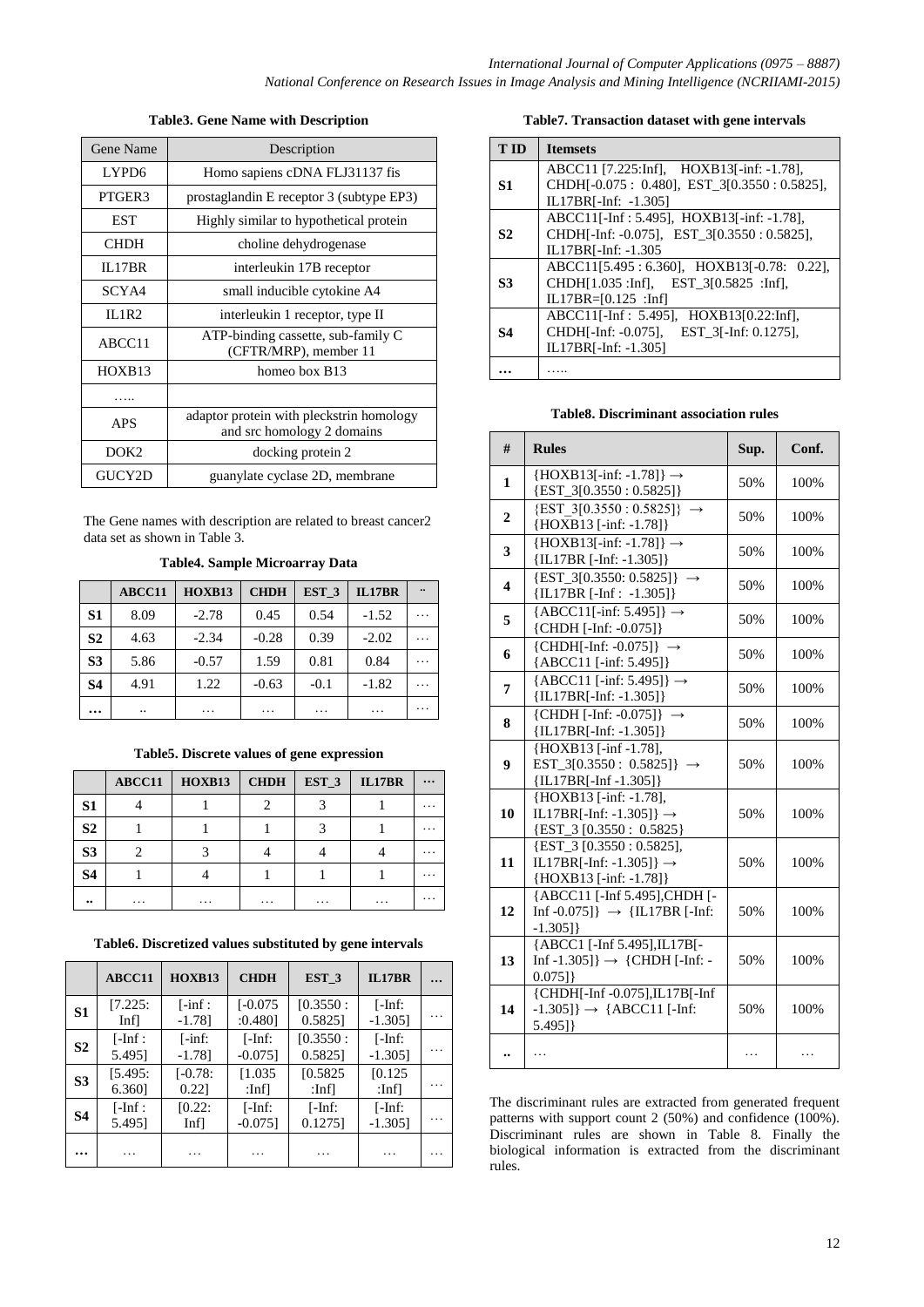**Table3. Gene Name with Description**

| Gene Name | Description |
| --- | --- |
| LYPD6 | Homo sapiens cDNA FLJ31137 fis |
| PTGER3 | prostaglandin E receptor 3 (subtype EP3) |
| EST | Highly similar to hypothetical protein |
| CHDH | choline dehydrogenase |
| IL17BR | interleukin 17B receptor |
| SCYA4 | small inducible cytokine A4 |
| IL1R2 | interleukin 1 receptor, type II |
| ABCC11 | ATP-binding cassette, sub-family C (CFTR/MRP), member 11 |
| HOXB13 | homeo box B13 |
| ….. | |
| APS | adaptor protein with pleckstrin homology and src homology 2 domains |
| DOK2 | docking protein 2 |
| GUCY2D | guanylate cyclase 2D, membrane |

The Gene names with description are related to breast cancer2 data set as shown in Table 3.

**Table4. Sample Microarray Data**

| | ABCC11 | HOXB13 | CHDH | EST_3 | IL17BR | .. |
| --- | --- | --- | --- | --- | --- | --- |
| S1 | 8.09 | -2.78 | 0.45 | 0.54 | -1.52 | … |
| S2 | 4.63 | -2.34 | -0.28 | 0.39 | -2.02 | … |
| S3 | 5.86 | -0.57 | 1.59 | 0.81 | 0.84 | … |
| S4 | 4.91 | 1.22 | -0.63 | -0.1 | -1.82 | … |
| … | .. | … | … | … | … | … |

**Table5. Discrete values of gene expression**

| | ABCC11 | HOXB13 | CHDH | EST_3 | IL17BR | … |
| --- | --- | --- | --- | --- | --- | --- |
| S1 | 4 | 1 | 2 | 3 | 1 | … |
| S2 | 1 | 1 | 1 | 3 | 1 | … |
| S3 | 2 | 3 | 4 | 4 | 4 | … |
| S4 | 1 | 4 | 1 | 1 | 1 | … |
| .. | … | … | … | … | … | … |

**Table6. Discretized values substituted by gene intervals**

| | ABCC11 | HOXB13 | CHDH | EST_3 | IL17BR | … |
| --- | --- | --- | --- | --- | --- | --- |
| S1 | [7.225: Inf] | [-inf : -1.78] | [-0.075 :0.480] | [0.3550 : 0.5825] | [-Inf: -1.305] | … |
| S2 | [-Inf : 5.495] | [-inf: -1.78] | [-Inf: -0.075] | [0.3550 : 0.5825] | [-Inf: -1.305] | … |
| S3 | [5.495: 6.360] | [-0.78: 0.22] | [1.035 :Inf] | [0.5825 :Inf] | [0.125 :Inf] | … |
| S4 | [-Inf : 5.495] | [0.22: Inf] | [-Inf: -0.075] | [-Inf: 0.1275] | [-Inf: -1.305] | … |
| … | … | … | … | … | … | … |

**Table7. Transaction dataset with gene intervals**

| T ID | Itemsets |
| --- | --- |
| S1 | ABCC11 [7.225:Inf], HOXB13[-inf: -1.78], CHDH[-0.075 : 0.480], EST_3[0.3550 : 0.5825], IL17BR[-Inf: -1.305] |
| S2 | ABCC11[-Inf : 5.495], HOXB13[-inf: -1.78], CHDH[-Inf: -0.075], EST_3[0.3550 : 0.5825], IL17BR[-Inf: -1.305 |
| S3 | ABCC11[5.495 : 6.360], HOXB13[-0.78: 0.22], CHDH[1.035 :Inf], EST_3[0.5825 :Inf], IL17BR=[0.125 :Inf] |
| S4 | ABCC11[-Inf : 5.495], HOXB13[0.22:Inf], CHDH[-Inf: -0.075], EST_3[-Inf: 0.1275], IL17BR[-Inf: -1.305] |
| … | ….. |

**Table8. Discriminant association rules**

| # | Rules | Sup. | Conf. |
| --- | --- | --- | --- |
| 1 | {HOXB13[-inf: -1.78]} → {EST_3[0.3550 : 0.5825]} | 50% | 100% |
| 2 | {EST_3[0.3550 : 0.5825]} → {HOXB13 [-inf: -1.78]} | 50% | 100% |
| 3 | {HOXB13[-inf: -1.78]} → {IL17BR [-Inf: -1.305]} | 50% | 100% |
| 4 | {EST_3[0.3550: 0.5825]} → {IL17BR [-Inf : -1.305]} | 50% | 100% |
| 5 | {ABCC11[-inf: 5.495]} → {CHDH [-Inf: -0.075]} | 50% | 100% |
| 6 | {CHDH[-Inf: -0.075]} → {ABCC11 [-inf: 5.495]} | 50% | 100% |
| 7 | {ABCC11 [-inf: 5.495]} → {IL17BR[-Inf: -1.305]} | 50% | 100% |
| 8 | {CHDH [-Inf: -0.075]} → {IL17BR[-Inf: -1.305]} | 50% | 100% |
| 9 | {HOXB13 [-inf -1.78], EST_3[0.3550 : 0.5825]} → {IL17BR[-Inf -1.305]} | 50% | 100% |
| 10 | {HOXB13 [-inf: -1.78], IL17BR[-Inf: -1.305]} → {EST_3 [0.3550 : 0.5825} | 50% | 100% |
| 11 | {EST_3 [0.3550 : 0.5825], IL17BR[-Inf: -1.305]} → {HOXB13 [-inf: -1.78]} | 50% | 100% |
| 12 | {ABCC11 [-Inf 5.495],CHDH [-Inf -0.075]} → {IL17BR [-Inf: -1.305]} | 50% | 100% |
| 13 | {ABCC1 [-Inf 5.495],IL17B[-Inf -1.305]} → {CHDH [-Inf: -0.075]} | 50% | 100% |
| 14 | {CHDH[-Inf -0.075],IL17B[-Inf -1.305]} → {ABCC11 [-Inf: 5.495]} | 50% | 100% |
| .. | … | … | … |

The discriminant rules are extracted from generated frequent patterns with support count 2 (50%) and confidence (100%). Discriminant rules are shown in Table 8. Finally the biological information is extracted from the discriminant rules.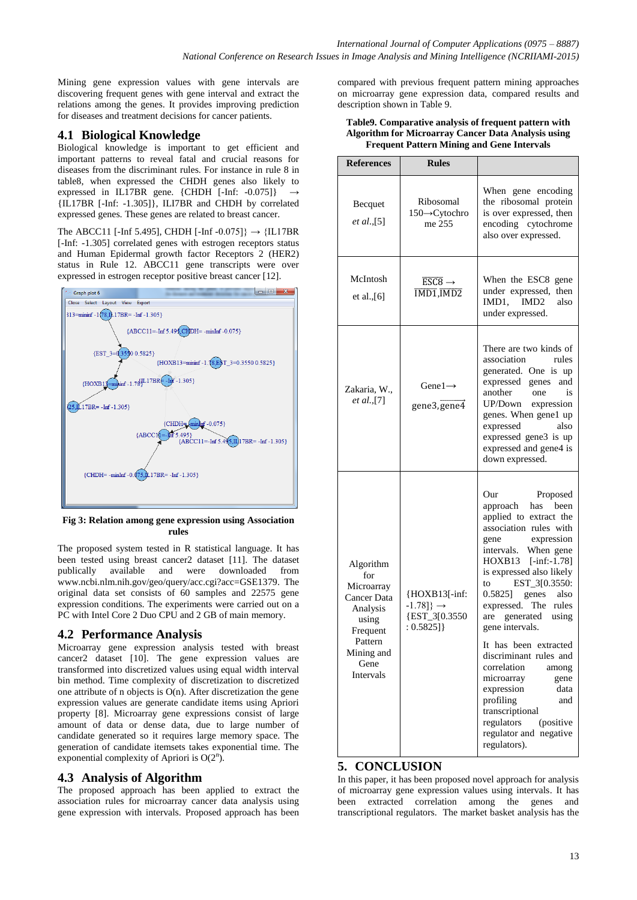Mining gene expression values with gene intervals are discovering frequent genes with gene interval and extract the relations among the genes. It provides improving prediction for diseases and treatment decisions for cancer patients.

## 4.1 Biological Knowledge

Biological knowledge is important to get efficient and important patterns to reveal fatal and crucial reasons for diseases from the discriminant rules. For instance in rule 8 in table8, when expressed the CHDH genes also likely to expressed in IL17BR gene. {CHDH [-Inf: -0.075]} → {IL17BR [-Inf: -1.305]}, ILI7BR and CHDH by correlated expressed genes. These genes are related to breast cancer.

The ABCC11 [-Inf 5.495], CHDH [-Inf -0.075]} → {IL17BR [-Inf: -1.305] correlated genes with estrogen receptors status and Human Epidermal growth factor Receptors 2 (HER2) status in Rule 12. ABCC11 gene transcripts were over expressed in estrogen receptor positive breast cancer [12].

**Fig 3: Relation among gene expression using Association rules**

The proposed system tested in R statistical language. It has been tested using breast cancer2 dataset [11]. The dataset publically available and were downloaded from www.ncbi.nlm.nih.gov/geo/query/acc.cgi?acc=GSE1379. The original data set consists of 60 samples and 22575 gene expression conditions. The experiments were carried out on a PC with Intel Core 2 Duo CPU and 2 GB of main memory.

## 4.2 Performance Analysis

Microarray gene expression analysis tested with breast cancer2 dataset [10]. The gene expression values are transformed into discretized values using equal width interval bin method. Time complexity of discretization to discretized one attribute of n objects is O(n). After discretization the gene expression values are generate candidate items using Apriori property [8]. Microarray gene expressions consist of large amount of data or dense data, due to large number of candidate generated so it requires large memory space. The generation of candidate itemsets takes exponential time. The exponential complexity of Apriori is $O(2^n)$.

## 4.3 Analysis of Algorithm

The proposed approach has been applied to extract the association rules for microarray cancer data analysis using gene expression with intervals. Proposed approach has been compared with previous frequent pattern mining approaches on microarray gene expression data, compared results and description shown in Table 9.

**Table9. Comparative analysis of frequent pattern with Algorithm for Microarray Cancer Data Analysis using Frequent Pattern Mining and Gene Intervals**

| References | Rules | |
|---|---|---|
| Becquet *et al.*,[5] | Ribosomal 150→Cytochrome 255 | When gene encoding the ribosomal protein is over expressed, then encoding cytochrome also over expressed. |
| McIntosh et al.,[6] | $\overline{\text{ESC8}}$ → $\overline{\text{IMD1,IMD2}}$ | When the ESC8 gene under expressed, then IMD1, IMD2 also under expressed. |
| Zakaria, W., *et al.*,[7] | Gene1→ $\overrightarrow{\text{gene3,gene4}}$ | There are two kinds of association rules generated. One is up expressed genes and another one is UP/Down expression genes. When gene1 up expressed also expressed gene3 is up expressed and gene4 is down expressed. |
| Algorithm for Microarray Cancer Data Analysis using Frequent Pattern Mining and Gene Intervals | {HOXB13[-inf: -1.78]} → {EST_3[0.3550 : 0.5825]} | Our Proposed approach has been applied to extract the association rules with gene expression intervals. When gene HOXB13 [-inf:-1.78] is expressed also likely to EST_3[0.3550: 0.5825] genes also expressed. The rules are generated using gene intervals.<br><br>It has been extracted discriminant rules and correlation among microarray gene expression data profiling and transcriptional regulators (positive regulator and negative regulators). |

## 5. CONCLUSION

In this paper, it has been proposed novel approach for analysis of microarray gene expression values using intervals. It has been extracted correlation among the genes and transcriptional regulators. The market basket analysis has the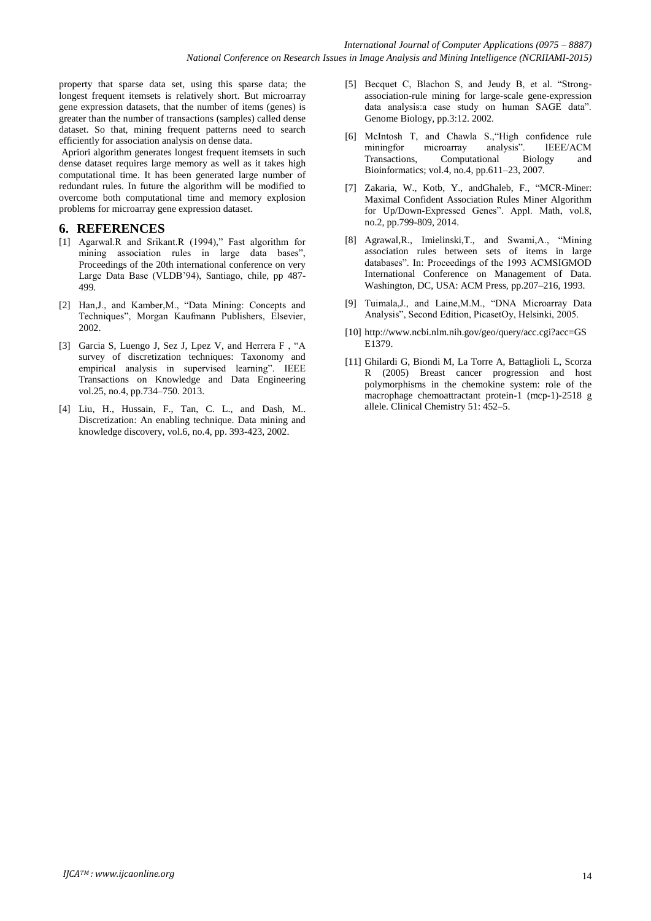property that sparse data set, using this sparse data; the longest frequent itemsets is relatively short. But microarray gene expression datasets, that the number of items (genes) is greater than the number of transactions (samples) called dense dataset. So that, mining frequent patterns need to search efficiently for association analysis on dense data.

Apriori algorithm generates longest frequent itemsets in such dense dataset requires large memory as well as it takes high computational time. It has been generated large number of redundant rules. In future the algorithm will be modified to overcome both computational time and memory explosion problems for microarray gene expression dataset.

## 6. REFERENCES

[1] Agarwal.R and Srikant.R (1994)," Fast algorithm for mining association rules in large data bases", Proceedings of the 20th international conference on very Large Data Base (VLDB'94), Santiago, chile, pp 487-499.

[2] Han,J., and Kamber,M., "Data Mining: Concepts and Techniques", Morgan Kaufmann Publishers, Elsevier, 2002.

[3] Garcia S, Luengo J, Sez J, Lpez V, and Herrera F , "A survey of discretization techniques: Taxonomy and empirical analysis in supervised learning". IEEE Transactions on Knowledge and Data Engineering vol.25, no.4, pp.734–750. 2013.

[4] Liu, H., Hussain, F., Tan, C. L., and Dash, M.. Discretization: An enabling technique. Data mining and knowledge discovery, vol.6, no.4, pp. 393-423, 2002.

[5] Becquet C, Blachon S, and Jeudy B, et al. "Strong-association-rule mining for large-scale gene-expression data analysis:a case study on human SAGE data". Genome Biology, pp.3:12. 2002.

[6] McIntosh T, and Chawla S.,"High confidence rule miningfor microarray analysis". IEEE/ACM Transactions, Computational Biology and Bioinformatics; vol.4, no.4, pp.611–23, 2007.

[7] Zakaria, W., Kotb, Y., andGhaleb, F., "MCR-Miner: Maximal Confident Association Rules Miner Algorithm for Up/Down-Expressed Genes". Appl. Math, vol.8, no.2, pp.799-809, 2014.

[8] Agrawal,R., Imielinski,T., and Swami,A., "Mining association rules between sets of items in large databases". In: Proceedings of the 1993 ACMSIGMOD International Conference on Management of Data. Washington, DC, USA: ACM Press, pp.207–216, 1993.

[9] Tuimala,J., and Laine,M.M., "DNA Microarray Data Analysis", Second Edition, PicasetOy, Helsinki, 2005.

[10] http://www.ncbi.nlm.nih.gov/geo/query/acc.cgi?acc=GSE1379.

[11] Ghilardi G, Biondi M, La Torre A, Battaglioli L, Scorza R (2005) Breast cancer progression and host polymorphisms in the chemokine system: role of the macrophage chemoattractant protein-1 (mcp-1)-2518 g allele. Clinical Chemistry 51: 452–5.